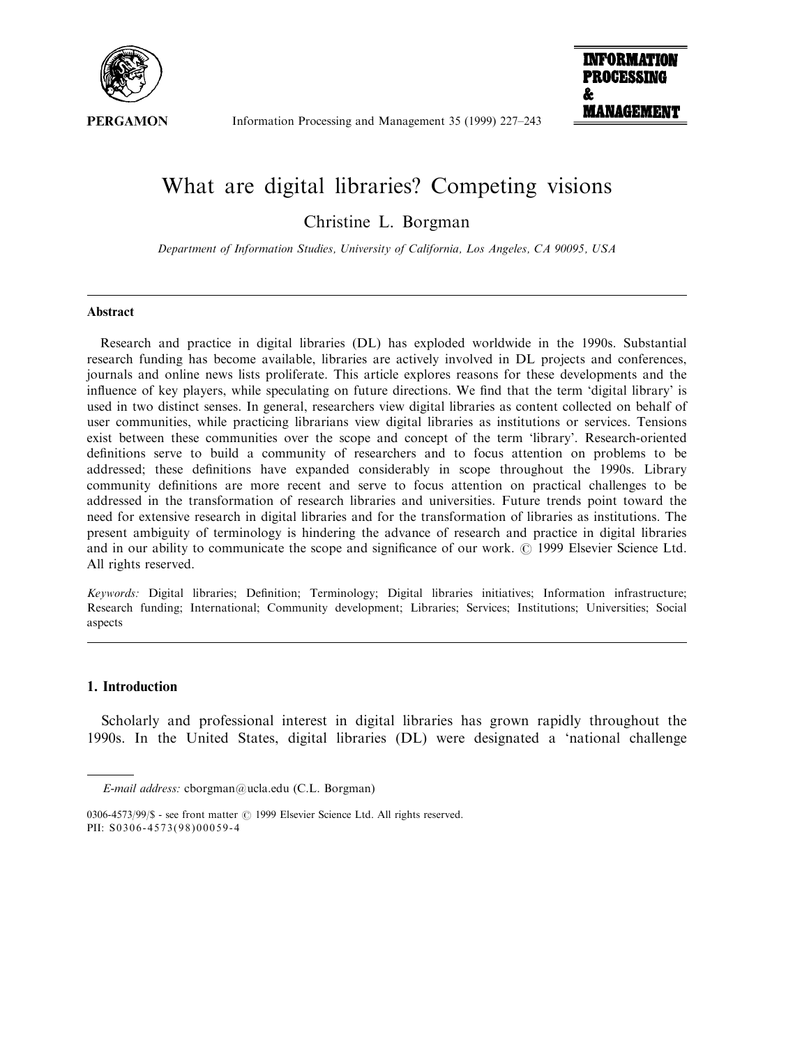# What are digital libraries? Competing visions

Christine L. Borgman

*Department of Information Studies, University of California, Los Angeles, CA 90095, USA*

---

**Abstract**

Research and practice in digital libraries (DL) has exploded worldwide in the 1990s. Substantial research funding has become available, libraries are actively involved in DL projects and conferences, journals and online news lists proliferate. This article explores reasons for these developments and the influence of key players, while speculating on future directions. We find that the term 'digital library' is used in two distinct senses. In general, researchers view digital libraries as content collected on behalf of user communities, while practicing librarians view digital libraries as institutions or services. Tensions exist between these communities over the scope and concept of the term 'library'. Research-oriented definitions serve to build a community of researchers and to focus attention on problems to be addressed; these definitions have expanded considerably in scope throughout the 1990s. Library community definitions are more recent and serve to focus attention on practical challenges to be addressed in the transformation of research libraries and universities. Future trends point toward the need for extensive research in digital libraries and for the transformation of libraries as institutions. The present ambiguity of terminology is hindering the advance of research and practice in digital libraries and in our ability to communicate the scope and significance of our work. © 1999 Elsevier Science Ltd. All rights reserved.

*Keywords:* Digital libraries; Definition; Terminology; Digital libraries initiatives; Information infrastructure; Research funding; International; Community development; Libraries; Services; Institutions; Universities; Social aspects

---

## 1. Introduction

Scholarly and professional interest in digital libraries has grown rapidly throughout the 1990s. In the United States, digital libraries (DL) were designated a 'national challenge

*E-mail address:* cborgman@ucla.edu (C.L. Borgman)

0306-4573/99/$ - see front matter © 1999 Elsevier Science Ltd. All rights reserved.
PII: S0306-4573(98)00059-4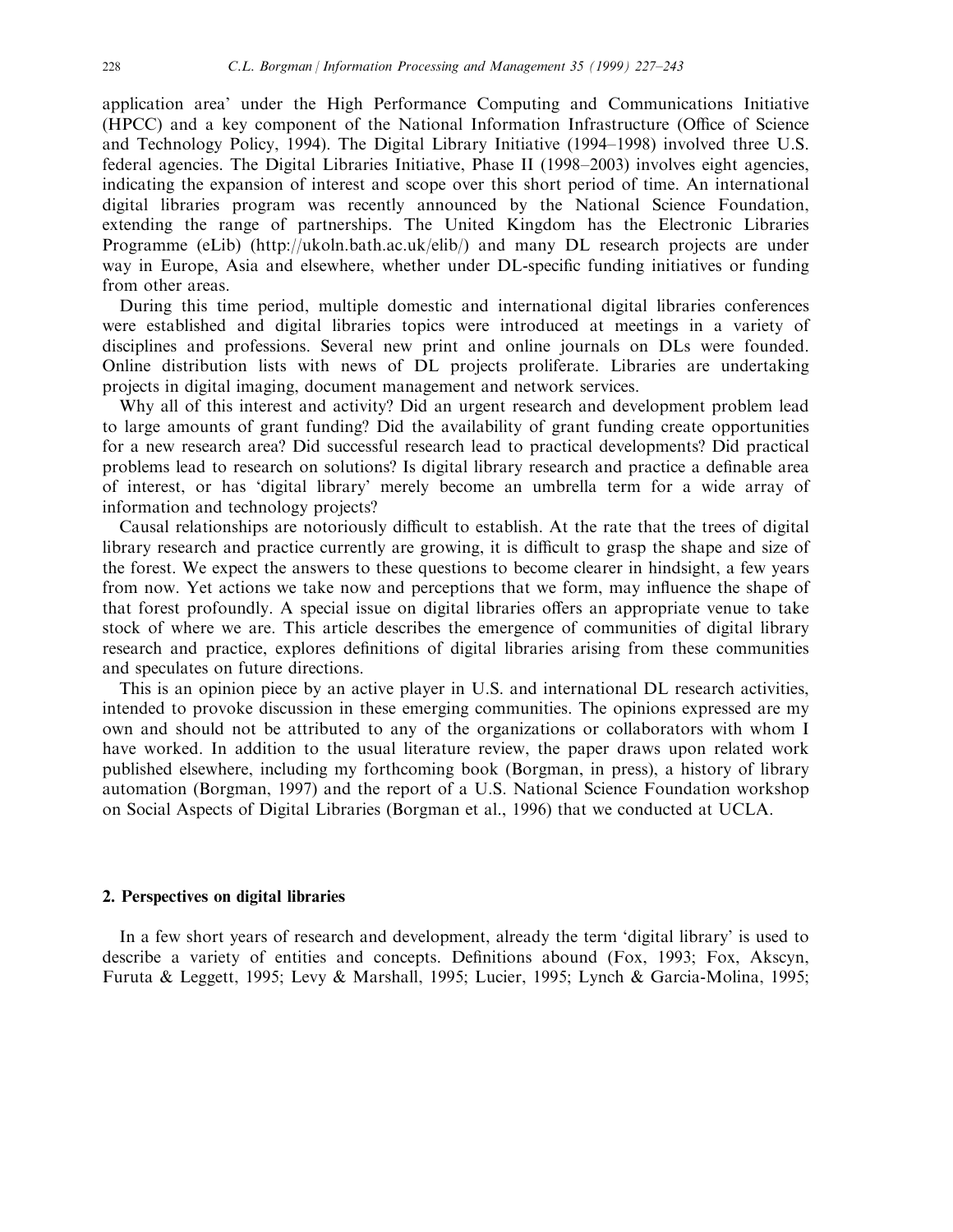application area' under the High Performance Computing and Communications Initiative (HPCC) and a key component of the National Information Infrastructure (Office of Science and Technology Policy, 1994). The Digital Library Initiative (1994–1998) involved three U.S. federal agencies. The Digital Libraries Initiative, Phase II (1998–2003) involves eight agencies, indicating the expansion of interest and scope over this short period of time. An international digital libraries program was recently announced by the National Science Foundation, extending the range of partnerships. The United Kingdom has the Electronic Libraries Programme (eLib) (http://ukoln.bath.ac.uk/elib/) and many DL research projects are under way in Europe, Asia and elsewhere, whether under DL-specific funding initiatives or funding from other areas.

During this time period, multiple domestic and international digital libraries conferences were established and digital libraries topics were introduced at meetings in a variety of disciplines and professions. Several new print and online journals on DLs were founded. Online distribution lists with news of DL projects proliferate. Libraries are undertaking projects in digital imaging, document management and network services.

Why all of this interest and activity? Did an urgent research and development problem lead to large amounts of grant funding? Did the availability of grant funding create opportunities for a new research area? Did successful research lead to practical developments? Did practical problems lead to research on solutions? Is digital library research and practice a definable area of interest, or has 'digital library' merely become an umbrella term for a wide array of information and technology projects?

Causal relationships are notoriously difficult to establish. At the rate that the trees of digital library research and practice currently are growing, it is difficult to grasp the shape and size of the forest. We expect the answers to these questions to become clearer in hindsight, a few years from now. Yet actions we take now and perceptions that we form, may influence the shape of that forest profoundly. A special issue on digital libraries offers an appropriate venue to take stock of where we are. This article describes the emergence of communities of digital library research and practice, explores definitions of digital libraries arising from these communities and speculates on future directions.

This is an opinion piece by an active player in U.S. and international DL research activities, intended to provoke discussion in these emerging communities. The opinions expressed are my own and should not be attributed to any of the organizations or collaborators with whom I have worked. In addition to the usual literature review, the paper draws upon related work published elsewhere, including my forthcoming book (Borgman, in press), a history of library automation (Borgman, 1997) and the report of a U.S. National Science Foundation workshop on Social Aspects of Digital Libraries (Borgman et al., 1996) that we conducted at UCLA.

## 2. Perspectives on digital libraries

In a few short years of research and development, already the term 'digital library' is used to describe a variety of entities and concepts. Definitions abound (Fox, 1993; Fox, Akscyn, Furuta & Leggett, 1995; Levy & Marshall, 1995; Lucier, 1995; Lynch & Garcia-Molina, 1995;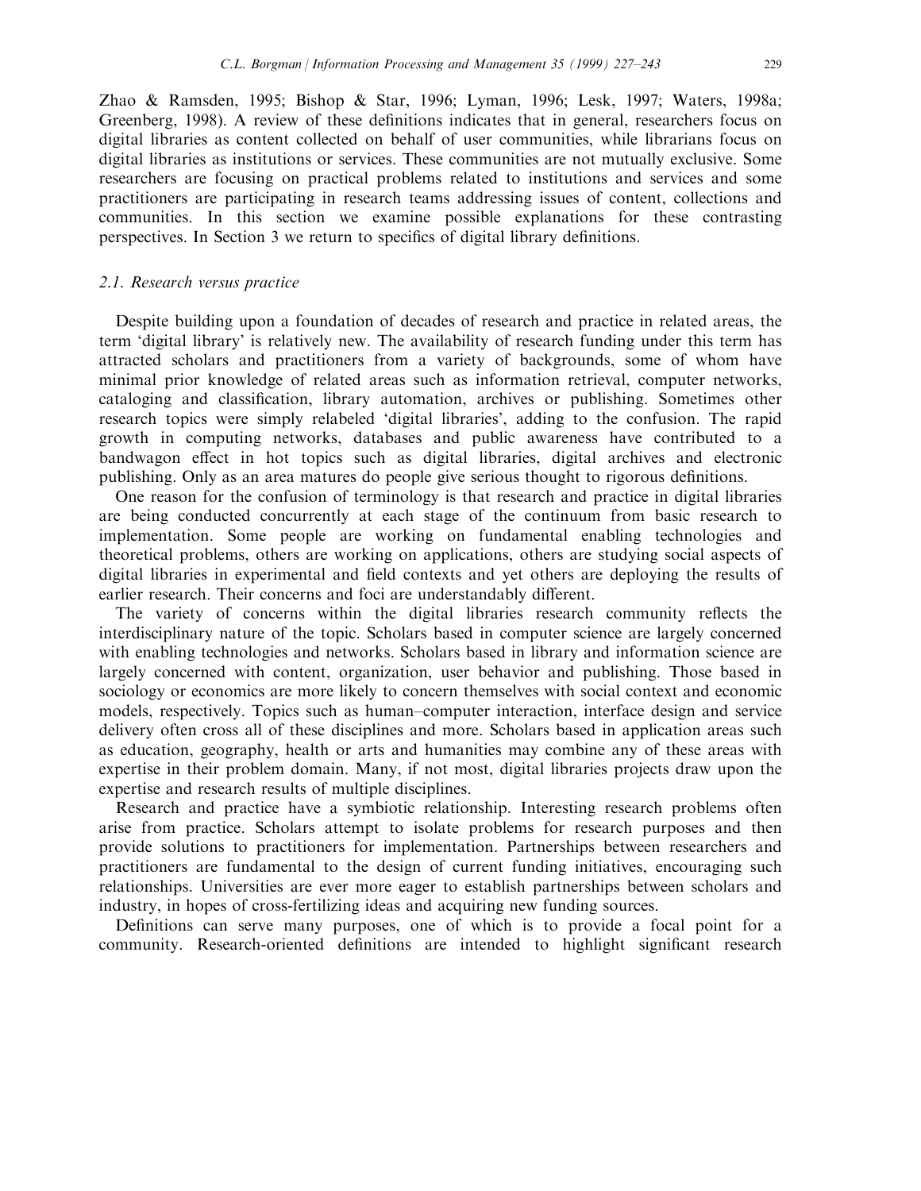Zhao & Ramsden, 1995; Bishop & Star, 1996; Lyman, 1996; Lesk, 1997; Waters, 1998a; Greenberg, 1998). A review of these definitions indicates that in general, researchers focus on digital libraries as content collected on behalf of user communities, while librarians focus on digital libraries as institutions or services. These communities are not mutually exclusive. Some researchers are focusing on practical problems related to institutions and services and some practitioners are participating in research teams addressing issues of content, collections and communities. In this section we examine possible explanations for these contrasting perspectives. In Section 3 we return to specifics of digital library definitions.

### 2.1. Research versus practice

Despite building upon a foundation of decades of research and practice in related areas, the term 'digital library' is relatively new. The availability of research funding under this term has attracted scholars and practitioners from a variety of backgrounds, some of whom have minimal prior knowledge of related areas such as information retrieval, computer networks, cataloging and classification, library automation, archives or publishing. Sometimes other research topics were simply relabeled 'digital libraries', adding to the confusion. The rapid growth in computing networks, databases and public awareness have contributed to a bandwagon effect in hot topics such as digital libraries, digital archives and electronic publishing. Only as an area matures do people give serious thought to rigorous definitions.

One reason for the confusion of terminology is that research and practice in digital libraries are being conducted concurrently at each stage of the continuum from basic research to implementation. Some people are working on fundamental enabling technologies and theoretical problems, others are working on applications, others are studying social aspects of digital libraries in experimental and field contexts and yet others are deploying the results of earlier research. Their concerns and foci are understandably different.

The variety of concerns within the digital libraries research community reflects the interdisciplinary nature of the topic. Scholars based in computer science are largely concerned with enabling technologies and networks. Scholars based in library and information science are largely concerned with content, organization, user behavior and publishing. Those based in sociology or economics are more likely to concern themselves with social context and economic models, respectively. Topics such as human–computer interaction, interface design and service delivery often cross all of these disciplines and more. Scholars based in application areas such as education, geography, health or arts and humanities may combine any of these areas with expertise in their problem domain. Many, if not most, digital libraries projects draw upon the expertise and research results of multiple disciplines.

Research and practice have a symbiotic relationship. Interesting research problems often arise from practice. Scholars attempt to isolate problems for research purposes and then provide solutions to practitioners for implementation. Partnerships between researchers and practitioners are fundamental to the design of current funding initiatives, encouraging such relationships. Universities are ever more eager to establish partnerships between scholars and industry, in hopes of cross-fertilizing ideas and acquiring new funding sources.

Definitions can serve many purposes, one of which is to provide a focal point for a community. Research-oriented definitions are intended to highlight significant research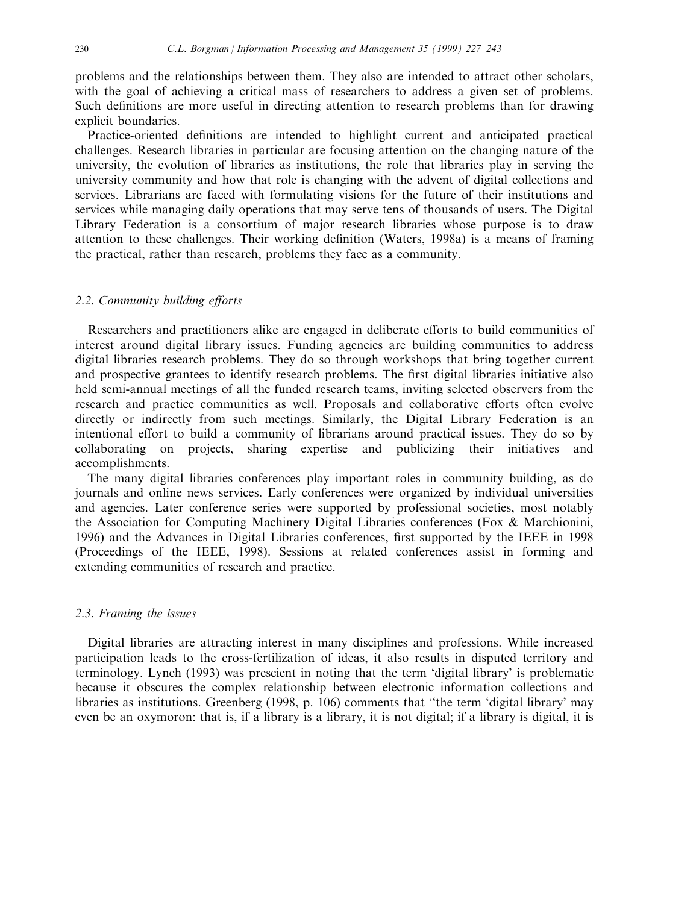problems and the relationships between them. They also are intended to attract other scholars, with the goal of achieving a critical mass of researchers to address a given set of problems. Such definitions are more useful in directing attention to research problems than for drawing explicit boundaries.

Practice-oriented definitions are intended to highlight current and anticipated practical challenges. Research libraries in particular are focusing attention on the changing nature of the university, the evolution of libraries as institutions, the role that libraries play in serving the university community and how that role is changing with the advent of digital collections and services. Librarians are faced with formulating visions for the future of their institutions and services while managing daily operations that may serve tens of thousands of users. The Digital Library Federation is a consortium of major research libraries whose purpose is to draw attention to these challenges. Their working definition (Waters, 1998a) is a means of framing the practical, rather than research, problems they face as a community.

### 2.2. Community building efforts

Researchers and practitioners alike are engaged in deliberate efforts to build communities of interest around digital library issues. Funding agencies are building communities to address digital libraries research problems. They do so through workshops that bring together current and prospective grantees to identify research problems. The first digital libraries initiative also held semi-annual meetings of all the funded research teams, inviting selected observers from the research and practice communities as well. Proposals and collaborative efforts often evolve directly or indirectly from such meetings. Similarly, the Digital Library Federation is an intentional effort to build a community of librarians around practical issues. They do so by collaborating on projects, sharing expertise and publicizing their initiatives and accomplishments.

The many digital libraries conferences play important roles in community building, as do journals and online news services. Early conferences were organized by individual universities and agencies. Later conference series were supported by professional societies, most notably the Association for Computing Machinery Digital Libraries conferences (Fox & Marchionini, 1996) and the Advances in Digital Libraries conferences, first supported by the IEEE in 1998 (Proceedings of the IEEE, 1998). Sessions at related conferences assist in forming and extending communities of research and practice.

### 2.3. Framing the issues

Digital libraries are attracting interest in many disciplines and professions. While increased participation leads to the cross-fertilization of ideas, it also results in disputed territory and terminology. Lynch (1993) was prescient in noting that the term 'digital library' is problematic because it obscures the complex relationship between electronic information collections and libraries as institutions. Greenberg (1998, p. 106) comments that "the term 'digital library' may even be an oxymoron: that is, if a library is a library, it is not digital; if a library is digital, it is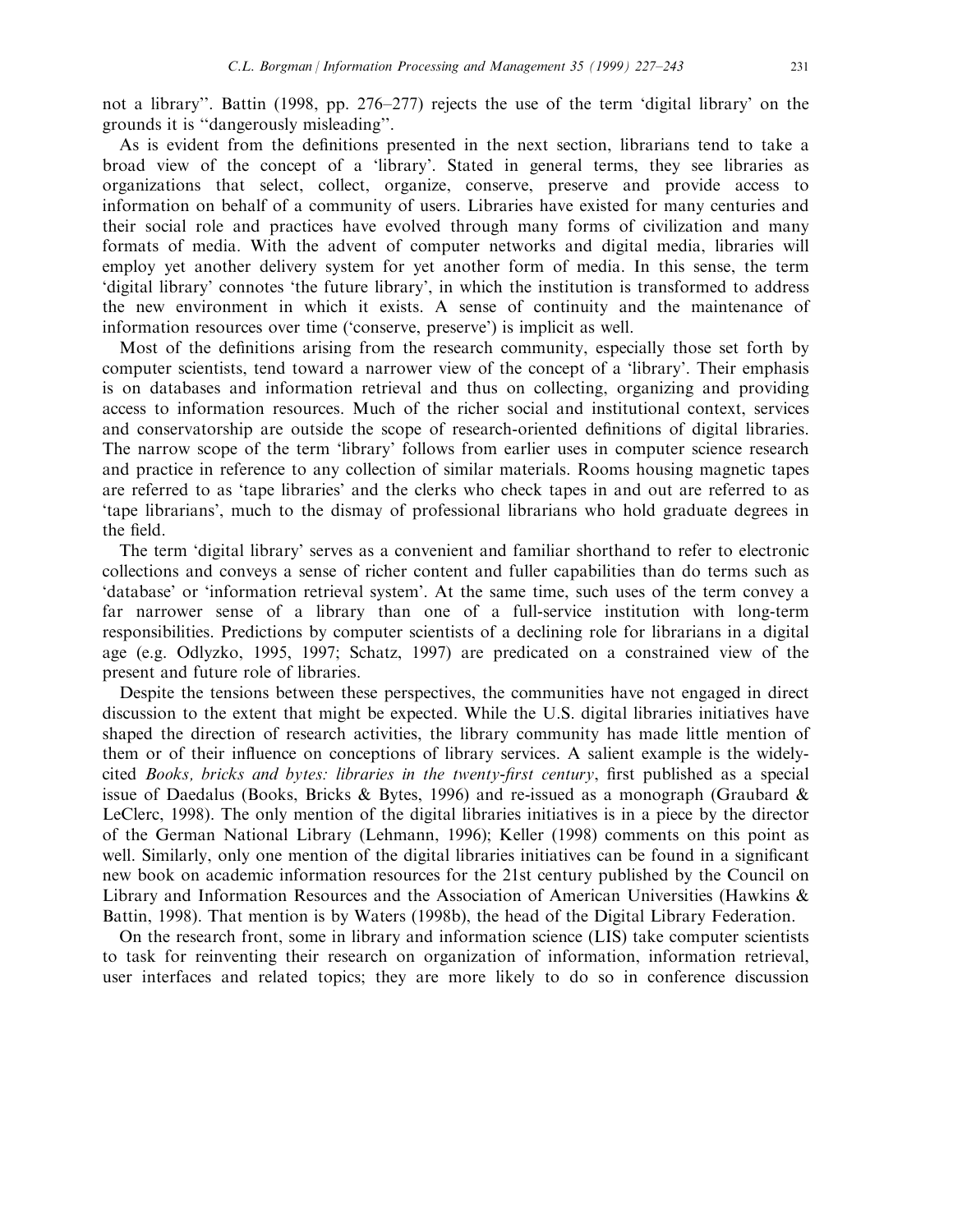not a library''. Battin (1998, pp. 276–277) rejects the use of the term 'digital library' on the grounds it is ''dangerously misleading''.

As is evident from the definitions presented in the next section, librarians tend to take a broad view of the concept of a 'library'. Stated in general terms, they see libraries as organizations that select, collect, organize, conserve, preserve and provide access to information on behalf of a community of users. Libraries have existed for many centuries and their social role and practices have evolved through many forms of civilization and many formats of media. With the advent of computer networks and digital media, libraries will employ yet another delivery system for yet another form of media. In this sense, the term 'digital library' connotes 'the future library', in which the institution is transformed to address the new environment in which it exists. A sense of continuity and the maintenance of information resources over time ('conserve, preserve') is implicit as well.

Most of the definitions arising from the research community, especially those set forth by computer scientists, tend toward a narrower view of the concept of a 'library'. Their emphasis is on databases and information retrieval and thus on collecting, organizing and providing access to information resources. Much of the richer social and institutional context, services and conservatorship are outside the scope of research-oriented definitions of digital libraries. The narrow scope of the term 'library' follows from earlier uses in computer science research and practice in reference to any collection of similar materials. Rooms housing magnetic tapes are referred to as 'tape libraries' and the clerks who check tapes in and out are referred to as 'tape librarians', much to the dismay of professional librarians who hold graduate degrees in the field.

The term 'digital library' serves as a convenient and familiar shorthand to refer to electronic collections and conveys a sense of richer content and fuller capabilities than do terms such as 'database' or 'information retrieval system'. At the same time, such uses of the term convey a far narrower sense of a library than one of a full-service institution with long-term responsibilities. Predictions by computer scientists of a declining role for librarians in a digital age (e.g. Odlyzko, 1995, 1997; Schatz, 1997) are predicated on a constrained view of the present and future role of libraries.

Despite the tensions between these perspectives, the communities have not engaged in direct discussion to the extent that might be expected. While the U.S. digital libraries initiatives have shaped the direction of research activities, the library community has made little mention of them or of their influence on conceptions of library services. A salient example is the widely-cited *Books, bricks and bytes: libraries in the twenty-first century*, first published as a special issue of Daedalus (Books, Bricks & Bytes, 1996) and re-issued as a monograph (Graubard & LeClerc, 1998). The only mention of the digital libraries initiatives is in a piece by the director of the German National Library (Lehmann, 1996); Keller (1998) comments on this point as well. Similarly, only one mention of the digital libraries initiatives can be found in a significant new book on academic information resources for the 21st century published by the Council on Library and Information Resources and the Association of American Universities (Hawkins & Battin, 1998). That mention is by Waters (1998b), the head of the Digital Library Federation.

On the research front, some in library and information science (LIS) take computer scientists to task for reinventing their research on organization of information, information retrieval, user interfaces and related topics; they are more likely to do so in conference discussion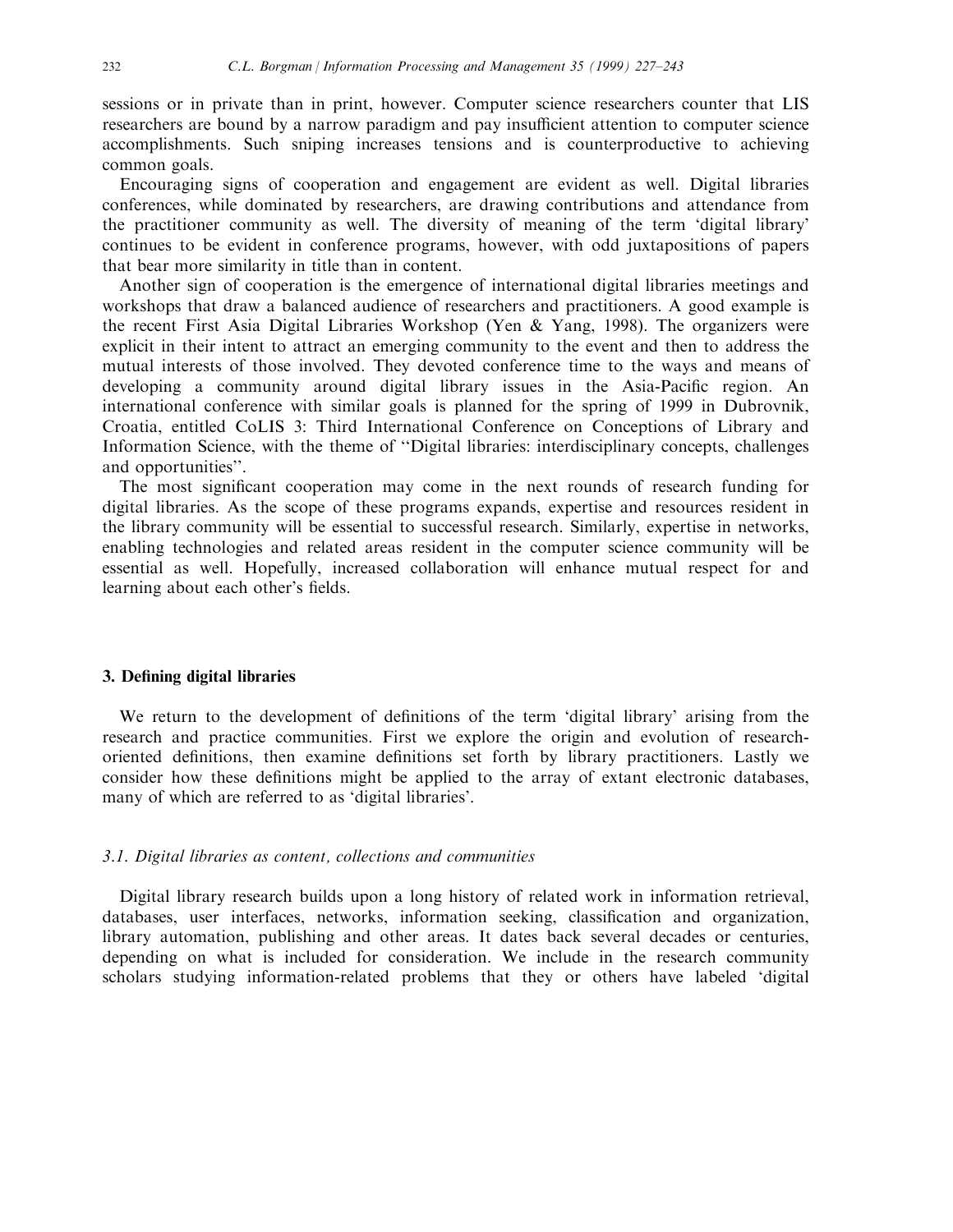sessions or in private than in print, however. Computer science researchers counter that LIS researchers are bound by a narrow paradigm and pay insufficient attention to computer science accomplishments. Such sniping increases tensions and is counterproductive to achieving common goals.

Encouraging signs of cooperation and engagement are evident as well. Digital libraries conferences, while dominated by researchers, are drawing contributions and attendance from the practitioner community as well. The diversity of meaning of the term 'digital library' continues to be evident in conference programs, however, with odd juxtapositions of papers that bear more similarity in title than in content.

Another sign of cooperation is the emergence of international digital libraries meetings and workshops that draw a balanced audience of researchers and practitioners. A good example is the recent First Asia Digital Libraries Workshop (Yen & Yang, 1998). The organizers were explicit in their intent to attract an emerging community to the event and then to address the mutual interests of those involved. They devoted conference time to the ways and means of developing a community around digital library issues in the Asia-Pacific region. An international conference with similar goals is planned for the spring of 1999 in Dubrovnik, Croatia, entitled CoLIS 3: Third International Conference on Conceptions of Library and Information Science, with the theme of "Digital libraries: interdisciplinary concepts, challenges and opportunities".

The most significant cooperation may come in the next rounds of research funding for digital libraries. As the scope of these programs expands, expertise and resources resident in the library community will be essential to successful research. Similarly, expertise in networks, enabling technologies and related areas resident in the computer science community will be essential as well. Hopefully, increased collaboration will enhance mutual respect for and learning about each other's fields.

## 3. Defining digital libraries

We return to the development of definitions of the term 'digital library' arising from the research and practice communities. First we explore the origin and evolution of research-oriented definitions, then examine definitions set forth by library practitioners. Lastly we consider how these definitions might be applied to the array of extant electronic databases, many of which are referred to as 'digital libraries'.

### *3.1. Digital libraries as content, collections and communities*

Digital library research builds upon a long history of related work in information retrieval, databases, user interfaces, networks, information seeking, classification and organization, library automation, publishing and other areas. It dates back several decades or centuries, depending on what is included for consideration. We include in the research community scholars studying information-related problems that they or others have labeled 'digital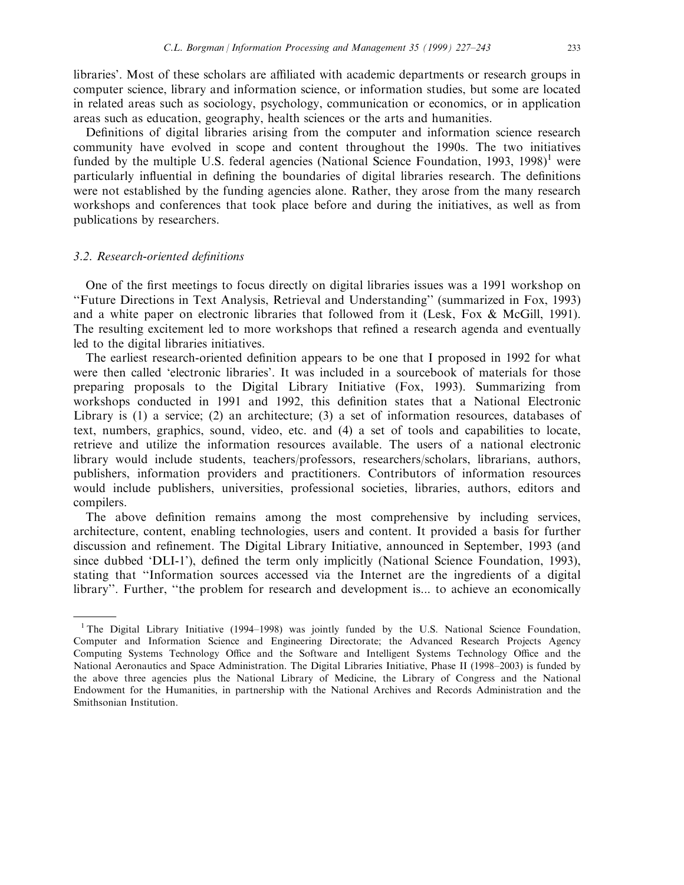libraries'. Most of these scholars are affiliated with academic departments or research groups in computer science, library and information science, or information studies, but some are located in related areas such as sociology, psychology, communication or economics, or in application areas such as education, geography, health sciences or the arts and humanities.

Definitions of digital libraries arising from the computer and information science research community have evolved in scope and content throughout the 1990s. The two initiatives funded by the multiple U.S. federal agencies (National Science Foundation, 1993, 1998)[1] were particularly influential in defining the boundaries of digital libraries research. The definitions were not established by the funding agencies alone. Rather, they arose from the many research workshops and conferences that took place before and during the initiatives, as well as from publications by researchers.

### *3.2. Research-oriented definitions*

One of the first meetings to focus directly on digital libraries issues was a 1991 workshop on "Future Directions in Text Analysis, Retrieval and Understanding" (summarized in Fox, 1993) and a white paper on electronic libraries that followed from it (Lesk, Fox & McGill, 1991). The resulting excitement led to more workshops that refined a research agenda and eventually led to the digital libraries initiatives.

The earliest research-oriented definition appears to be one that I proposed in 1992 for what were then called 'electronic libraries'. It was included in a sourcebook of materials for those preparing proposals to the Digital Library Initiative (Fox, 1993). Summarizing from workshops conducted in 1991 and 1992, this definition states that a National Electronic Library is (1) a service; (2) an architecture; (3) a set of information resources, databases of text, numbers, graphics, sound, video, etc. and (4) a set of tools and capabilities to locate, retrieve and utilize the information resources available. The users of a national electronic library would include students, teachers/professors, researchers/scholars, librarians, authors, publishers, information providers and practitioners. Contributors of information resources would include publishers, universities, professional societies, libraries, authors, editors and compilers.

The above definition remains among the most comprehensive by including services, architecture, content, enabling technologies, users and content. It provided a basis for further discussion and refinement. The Digital Library Initiative, announced in September, 1993 (and since dubbed 'DLI-1'), defined the term only implicitly (National Science Foundation, 1993), stating that "Information sources accessed via the Internet are the ingredients of a digital library". Further, "the problem for research and development is... to achieve an economically

---

[1] The Digital Library Initiative (1994–1998) was jointly funded by the U.S. National Science Foundation, Computer and Information Science and Engineering Directorate; the Advanced Research Projects Agency Computing Systems Technology Office and the Software and Intelligent Systems Technology Office and the National Aeronautics and Space Administration. The Digital Libraries Initiative, Phase II (1998–2003) is funded by the above three agencies plus the National Library of Medicine, the Library of Congress and the National Endowment for the Humanities, in partnership with the National Archives and Records Administration and the Smithsonian Institution.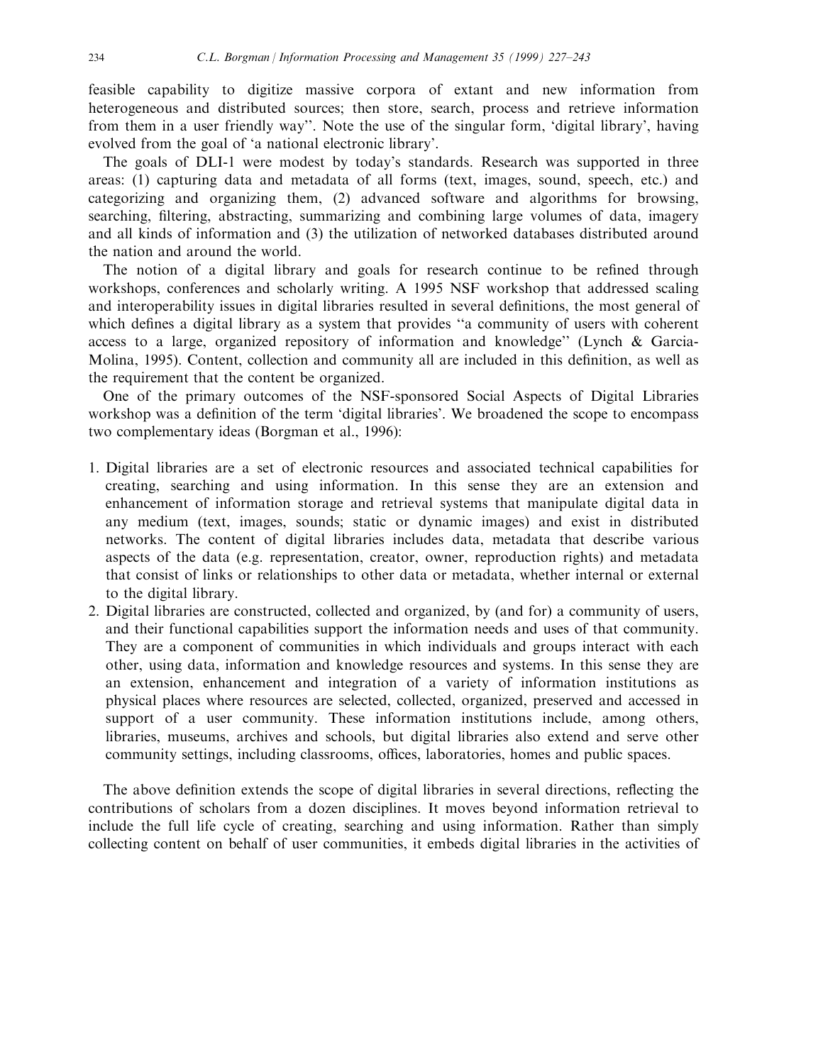feasible capability to digitize massive corpora of extant and new information from heterogeneous and distributed sources; then store, search, process and retrieve information from them in a user friendly way''. Note the use of the singular form, 'digital library', having evolved from the goal of 'a national electronic library'.

The goals of DLI-1 were modest by today's standards. Research was supported in three areas: (1) capturing data and metadata of all forms (text, images, sound, speech, etc.) and categorizing and organizing them, (2) advanced software and algorithms for browsing, searching, filtering, abstracting, summarizing and combining large volumes of data, imagery and all kinds of information and (3) the utilization of networked databases distributed around the nation and around the world.

The notion of a digital library and goals for research continue to be refined through workshops, conferences and scholarly writing. A 1995 NSF workshop that addressed scaling and interoperability issues in digital libraries resulted in several definitions, the most general of which defines a digital library as a system that provides ''a community of users with coherent access to a large, organized repository of information and knowledge'' (Lynch & Garcia-Molina, 1995). Content, collection and community all are included in this definition, as well as the requirement that the content be organized.

One of the primary outcomes of the NSF-sponsored Social Aspects of Digital Libraries workshop was a definition of the term 'digital libraries'. We broadened the scope to encompass two complementary ideas (Borgman et al., 1996):

1. Digital libraries are a set of electronic resources and associated technical capabilities for creating, searching and using information. In this sense they are an extension and enhancement of information storage and retrieval systems that manipulate digital data in any medium (text, images, sounds; static or dynamic images) and exist in distributed networks. The content of digital libraries includes data, metadata that describe various aspects of the data (e.g. representation, creator, owner, reproduction rights) and metadata that consist of links or relationships to other data or metadata, whether internal or external to the digital library.
2. Digital libraries are constructed, collected and organized, by (and for) a community of users, and their functional capabilities support the information needs and uses of that community. They are a component of communities in which individuals and groups interact with each other, using data, information and knowledge resources and systems. In this sense they are an extension, enhancement and integration of a variety of information institutions as physical places where resources are selected, collected, organized, preserved and accessed in support of a user community. These information institutions include, among others, libraries, museums, archives and schools, but digital libraries also extend and serve other community settings, including classrooms, offices, laboratories, homes and public spaces.

The above definition extends the scope of digital libraries in several directions, reflecting the contributions of scholars from a dozen disciplines. It moves beyond information retrieval to include the full life cycle of creating, searching and using information. Rather than simply collecting content on behalf of user communities, it embeds digital libraries in the activities of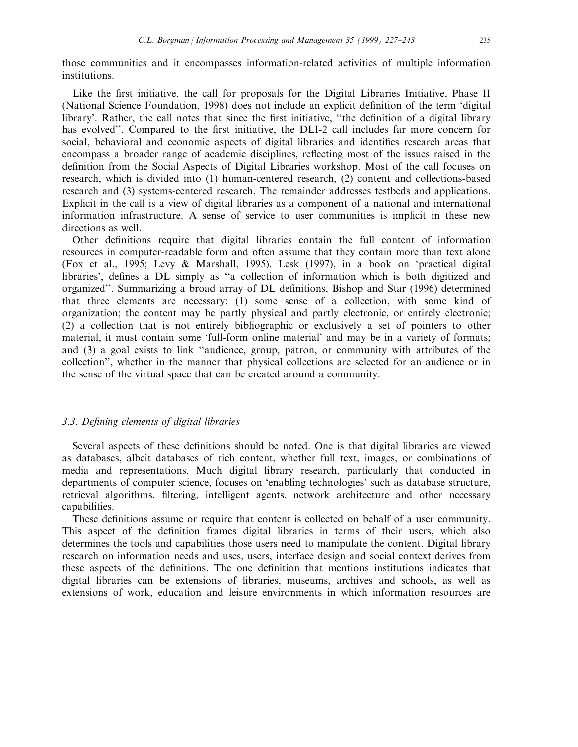those communities and it encompasses information-related activities of multiple information institutions.

Like the first initiative, the call for proposals for the Digital Libraries Initiative, Phase II (National Science Foundation, 1998) does not include an explicit definition of the term 'digital library'. Rather, the call notes that since the first initiative, "the definition of a digital library has evolved". Compared to the first initiative, the DLI-2 call includes far more concern for social, behavioral and economic aspects of digital libraries and identifies research areas that encompass a broader range of academic disciplines, reflecting most of the issues raised in the definition from the Social Aspects of Digital Libraries workshop. Most of the call focuses on research, which is divided into (1) human-centered research, (2) content and collections-based research and (3) systems-centered research. The remainder addresses testbeds and applications. Explicit in the call is a view of digital libraries as a component of a national and international information infrastructure. A sense of service to user communities is implicit in these new directions as well.

Other definitions require that digital libraries contain the full content of information resources in computer-readable form and often assume that they contain more than text alone (Fox et al., 1995; Levy & Marshall, 1995). Lesk (1997), in a book on 'practical digital libraries', defines a DL simply as "a collection of information which is both digitized and organized". Summarizing a broad array of DL definitions, Bishop and Star (1996) determined that three elements are necessary: (1) some sense of a collection, with some kind of organization; the content may be partly physical and partly electronic, or entirely electronic; (2) a collection that is not entirely bibliographic or exclusively a set of pointers to other material, it must contain some 'full-form online material' and may be in a variety of formats; and (3) a goal exists to link "audience, group, patron, or community with attributes of the collection", whether in the manner that physical collections are selected for an audience or in the sense of the virtual space that can be created around a community.

### 3.3. Defining elements of digital libraries

Several aspects of these definitions should be noted. One is that digital libraries are viewed as databases, albeit databases of rich content, whether full text, images, or combinations of media and representations. Much digital library research, particularly that conducted in departments of computer science, focuses on 'enabling technologies' such as database structure, retrieval algorithms, filtering, intelligent agents, network architecture and other necessary capabilities.

These definitions assume or require that content is collected on behalf of a user community. This aspect of the definition frames digital libraries in terms of their users, which also determines the tools and capabilities those users need to manipulate the content. Digital library research on information needs and uses, users, interface design and social context derives from these aspects of the definitions. The one definition that mentions institutions indicates that digital libraries can be extensions of libraries, museums, archives and schools, as well as extensions of work, education and leisure environments in which information resources are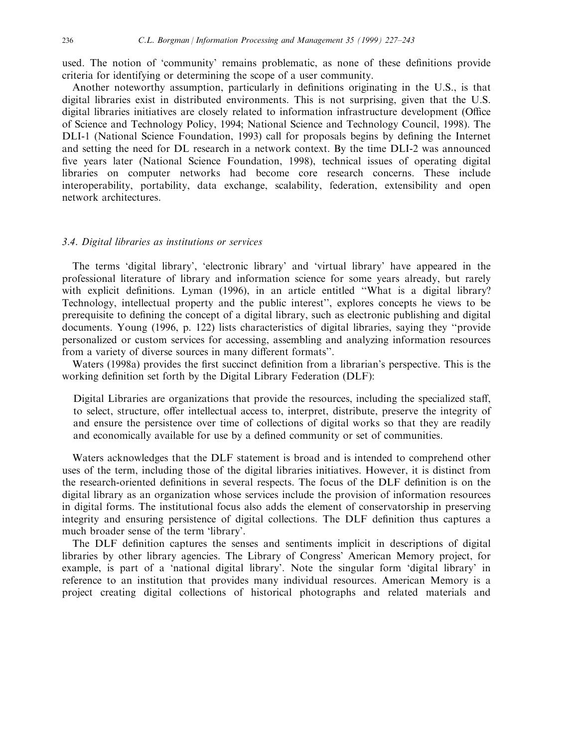used. The notion of 'community' remains problematic, as none of these definitions provide criteria for identifying or determining the scope of a user community.

Another noteworthy assumption, particularly in definitions originating in the U.S., is that digital libraries exist in distributed environments. This is not surprising, given that the U.S. digital libraries initiatives are closely related to information infrastructure development (Office of Science and Technology Policy, 1994; National Science and Technology Council, 1998). The DLI-1 (National Science Foundation, 1993) call for proposals begins by defining the Internet and setting the need for DL research in a network context. By the time DLI-2 was announced five years later (National Science Foundation, 1998), technical issues of operating digital libraries on computer networks had become core research concerns. These include interoperability, portability, data exchange, scalability, federation, extensibility and open network architectures.

### 3.4. Digital libraries as institutions or services

The terms 'digital library', 'electronic library' and 'virtual library' have appeared in the professional literature of library and information science for some years already, but rarely with explicit definitions. Lyman (1996), in an article entitled "What is a digital library? Technology, intellectual property and the public interest", explores concepts he views to be prerequisite to defining the concept of a digital library, such as electronic publishing and digital documents. Young (1996, p. 122) lists characteristics of digital libraries, saying they "provide personalized or custom services for accessing, assembling and analyzing information resources from a variety of diverse sources in many different formats".

Waters (1998a) provides the first succinct definition from a librarian's perspective. This is the working definition set forth by the Digital Library Federation (DLF):

> Digital Libraries are organizations that provide the resources, including the specialized staff, to select, structure, offer intellectual access to, interpret, distribute, preserve the integrity of and ensure the persistence over time of collections of digital works so that they are readily and economically available for use by a defined community or set of communities.

Waters acknowledges that the DLF statement is broad and is intended to comprehend other uses of the term, including those of the digital libraries initiatives. However, it is distinct from the research-oriented definitions in several respects. The focus of the DLF definition is on the digital library as an organization whose services include the provision of information resources in digital forms. The institutional focus also adds the element of conservatorship in preserving integrity and ensuring persistence of digital collections. The DLF definition thus captures a much broader sense of the term 'library'.

The DLF definition captures the senses and sentiments implicit in descriptions of digital libraries by other library agencies. The Library of Congress' American Memory project, for example, is part of a 'national digital library'. Note the singular form 'digital library' in reference to an institution that provides many individual resources. American Memory is a project creating digital collections of historical photographs and related materials and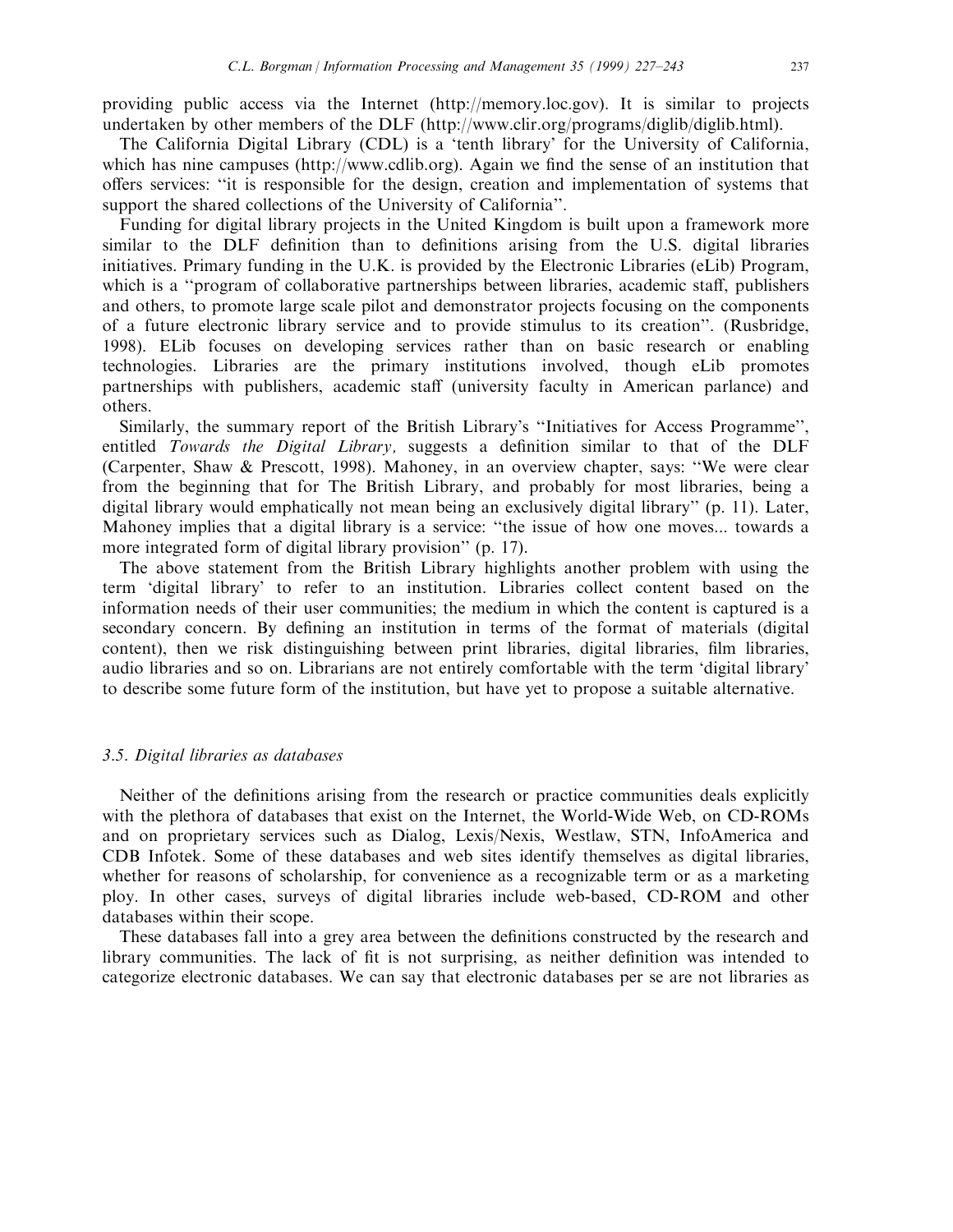providing public access via the Internet (http://memory.loc.gov). It is similar to projects undertaken by other members of the DLF (http://www.clir.org/programs/diglib/diglib.html).

The California Digital Library (CDL) is a 'tenth library' for the University of California, which has nine campuses (http://www.cdlib.org). Again we find the sense of an institution that offers services: "it is responsible for the design, creation and implementation of systems that support the shared collections of the University of California".

Funding for digital library projects in the United Kingdom is built upon a framework more similar to the DLF definition than to definitions arising from the U.S. digital libraries initiatives. Primary funding in the U.K. is provided by the Electronic Libraries (eLib) Program, which is a "program of collaborative partnerships between libraries, academic staff, publishers and others, to promote large scale pilot and demonstrator projects focusing on the components of a future electronic library service and to provide stimulus to its creation". (Rusbridge, 1998). ELib focuses on developing services rather than on basic research or enabling technologies. Libraries are the primary institutions involved, though eLib promotes partnerships with publishers, academic staff (university faculty in American parlance) and others.

Similarly, the summary report of the British Library's "Initiatives for Access Programme", entitled *Towards the Digital Library,* suggests a definition similar to that of the DLF (Carpenter, Shaw & Prescott, 1998). Mahoney, in an overview chapter, says: "We were clear from the beginning that for The British Library, and probably for most libraries, being a digital library would emphatically not mean being an exclusively digital library" (p. 11). Later, Mahoney implies that a digital library is a service: "the issue of how one moves... towards a more integrated form of digital library provision" (p. 17).

The above statement from the British Library highlights another problem with using the term 'digital library' to refer to an institution. Libraries collect content based on the information needs of their user communities; the medium in which the content is captured is a secondary concern. By defining an institution in terms of the format of materials (digital content), then we risk distinguishing between print libraries, digital libraries, film libraries, audio libraries and so on. Librarians are not entirely comfortable with the term 'digital library' to describe some future form of the institution, but have yet to propose a suitable alternative.

### 3.5. Digital libraries as databases

Neither of the definitions arising from the research or practice communities deals explicitly with the plethora of databases that exist on the Internet, the World-Wide Web, on CD-ROMs and on proprietary services such as Dialog, Lexis/Nexis, Westlaw, STN, InfoAmerica and CDB Infotek. Some of these databases and web sites identify themselves as digital libraries, whether for reasons of scholarship, for convenience as a recognizable term or as a marketing ploy. In other cases, surveys of digital libraries include web-based, CD-ROM and other databases within their scope.

These databases fall into a grey area between the definitions constructed by the research and library communities. The lack of fit is not surprising, as neither definition was intended to categorize electronic databases. We can say that electronic databases per se are not libraries as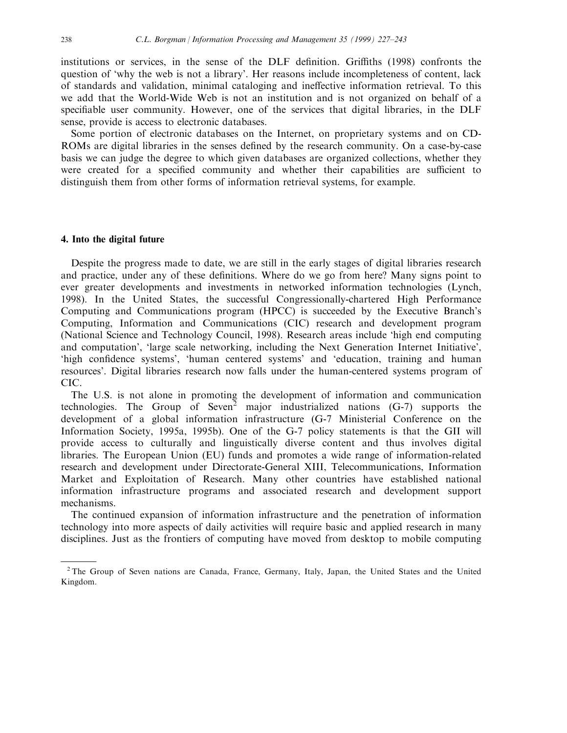institutions or services, in the sense of the DLF definition. Griffiths (1998) confronts the question of 'why the web is not a library'. Her reasons include incompleteness of content, lack of standards and validation, minimal cataloging and ineffective information retrieval. To this we add that the World-Wide Web is not an institution and is not organized on behalf of a specifiable user community. However, one of the services that digital libraries, in the DLF sense, provide is access to electronic databases.

Some portion of electronic databases on the Internet, on proprietary systems and on CD-ROMs are digital libraries in the senses defined by the research community. On a case-by-case basis we can judge the degree to which given databases are organized collections, whether they were created for a specified community and whether their capabilities are sufficient to distinguish them from other forms of information retrieval systems, for example.

## 4. Into the digital future

Despite the progress made to date, we are still in the early stages of digital libraries research and practice, under any of these definitions. Where do we go from here? Many signs point to ever greater developments and investments in networked information technologies (Lynch, 1998). In the United States, the successful Congressionally-chartered High Performance Computing and Communications program (HPCC) is succeeded by the Executive Branch's Computing, Information and Communications (CIC) research and development program (National Science and Technology Council, 1998). Research areas include 'high end computing and computation', 'large scale networking, including the Next Generation Internet Initiative', 'high confidence systems', 'human centered systems' and 'education, training and human resources'. Digital libraries research now falls under the human-centered systems program of CIC.

The U.S. is not alone in promoting the development of information and communication technologies. The Group of Seven[2] major industrialized nations (G-7) supports the development of a global information infrastructure (G-7 Ministerial Conference on the Information Society, 1995a, 1995b). One of the G-7 policy statements is that the GII will provide access to culturally and linguistically diverse content and thus involves digital libraries. The European Union (EU) funds and promotes a wide range of information-related research and development under Directorate-General XIII, Telecommunications, Information Market and Exploitation of Research. Many other countries have established national information infrastructure programs and associated research and development support mechanisms.

The continued expansion of information infrastructure and the penetration of information technology into more aspects of daily activities will require basic and applied research in many disciplines. Just as the frontiers of computing have moved from desktop to mobile computing

[2] The Group of Seven nations are Canada, France, Germany, Italy, Japan, the United States and the United Kingdom.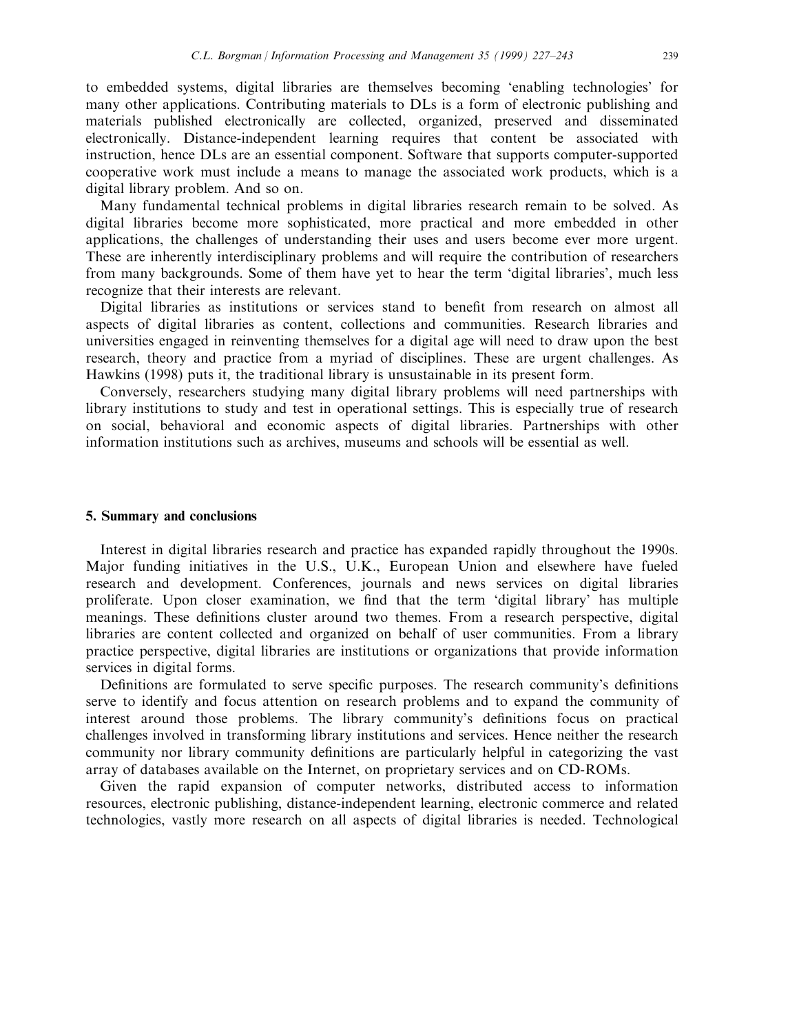to embedded systems, digital libraries are themselves becoming 'enabling technologies' for many other applications. Contributing materials to DLs is a form of electronic publishing and materials published electronically are collected, organized, preserved and disseminated electronically. Distance-independent learning requires that content be associated with instruction, hence DLs are an essential component. Software that supports computer-supported cooperative work must include a means to manage the associated work products, which is a digital library problem. And so on.

Many fundamental technical problems in digital libraries research remain to be solved. As digital libraries become more sophisticated, more practical and more embedded in other applications, the challenges of understanding their uses and users become ever more urgent. These are inherently interdisciplinary problems and will require the contribution of researchers from many backgrounds. Some of them have yet to hear the term 'digital libraries', much less recognize that their interests are relevant.

Digital libraries as institutions or services stand to benefit from research on almost all aspects of digital libraries as content, collections and communities. Research libraries and universities engaged in reinventing themselves for a digital age will need to draw upon the best research, theory and practice from a myriad of disciplines. These are urgent challenges. As Hawkins (1998) puts it, the traditional library is unsustainable in its present form.

Conversely, researchers studying many digital library problems will need partnerships with library institutions to study and test in operational settings. This is especially true of research on social, behavioral and economic aspects of digital libraries. Partnerships with other information institutions such as archives, museums and schools will be essential as well.

## 5. Summary and conclusions

Interest in digital libraries research and practice has expanded rapidly throughout the 1990s. Major funding initiatives in the U.S., U.K., European Union and elsewhere have fueled research and development. Conferences, journals and news services on digital libraries proliferate. Upon closer examination, we find that the term 'digital library' has multiple meanings. These definitions cluster around two themes. From a research perspective, digital libraries are content collected and organized on behalf of user communities. From a library practice perspective, digital libraries are institutions or organizations that provide information services in digital forms.

Definitions are formulated to serve specific purposes. The research community's definitions serve to identify and focus attention on research problems and to expand the community of interest around those problems. The library community's definitions focus on practical challenges involved in transforming library institutions and services. Hence neither the research community nor library community definitions are particularly helpful in categorizing the vast array of databases available on the Internet, on proprietary services and on CD-ROMs.

Given the rapid expansion of computer networks, distributed access to information resources, electronic publishing, distance-independent learning, electronic commerce and related technologies, vastly more research on all aspects of digital libraries is needed. Technological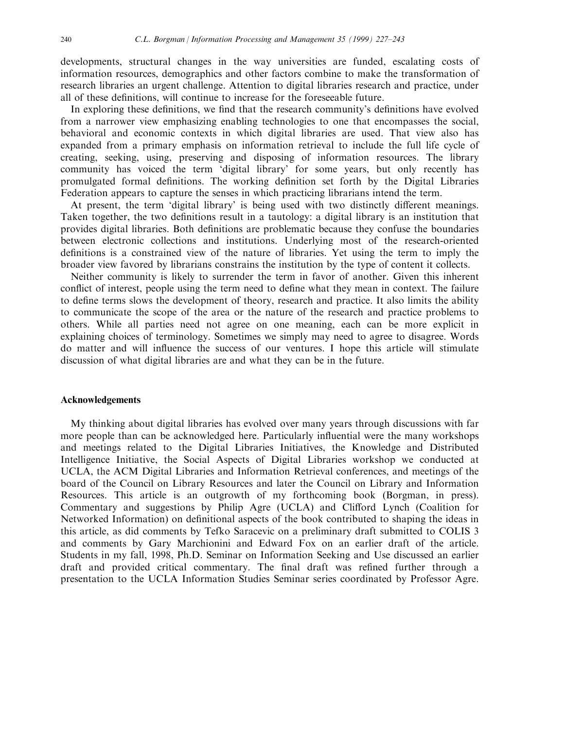developments, structural changes in the way universities are funded, escalating costs of information resources, demographics and other factors combine to make the transformation of research libraries an urgent challenge. Attention to digital libraries research and practice, under all of these definitions, will continue to increase for the foreseeable future.

In exploring these definitions, we find that the research community's definitions have evolved from a narrower view emphasizing enabling technologies to one that encompasses the social, behavioral and economic contexts in which digital libraries are used. That view also has expanded from a primary emphasis on information retrieval to include the full life cycle of creating, seeking, using, preserving and disposing of information resources. The library community has voiced the term 'digital library' for some years, but only recently has promulgated formal definitions. The working definition set forth by the Digital Libraries Federation appears to capture the senses in which practicing librarians intend the term.

At present, the term 'digital library' is being used with two distinctly different meanings. Taken together, the two definitions result in a tautology: a digital library is an institution that provides digital libraries. Both definitions are problematic because they confuse the boundaries between electronic collections and institutions. Underlying most of the research-oriented definitions is a constrained view of the nature of libraries. Yet using the term to imply the broader view favored by librarians constrains the institution by the type of content it collects.

Neither community is likely to surrender the term in favor of another. Given this inherent conflict of interest, people using the term need to define what they mean in context. The failure to define terms slows the development of theory, research and practice. It also limits the ability to communicate the scope of the area or the nature of the research and practice problems to others. While all parties need not agree on one meaning, each can be more explicit in explaining choices of terminology. Sometimes we simply may need to agree to disagree. Words do matter and will influence the success of our ventures. I hope this article will stimulate discussion of what digital libraries are and what they can be in the future.

## Acknowledgements

My thinking about digital libraries has evolved over many years through discussions with far more people than can be acknowledged here. Particularly influential were the many workshops and meetings related to the Digital Libraries Initiatives, the Knowledge and Distributed Intelligence Initiative, the Social Aspects of Digital Libraries workshop we conducted at UCLA, the ACM Digital Libraries and Information Retrieval conferences, and meetings of the board of the Council on Library Resources and later the Council on Library and Information Resources. This article is an outgrowth of my forthcoming book (Borgman, in press). Commentary and suggestions by Philip Agre (UCLA) and Clifford Lynch (Coalition for Networked Information) on definitional aspects of the book contributed to shaping the ideas in this article, as did comments by Tefko Saracevic on a preliminary draft submitted to COLIS 3 and comments by Gary Marchionini and Edward Fox on an earlier draft of the article. Students in my fall, 1998, Ph.D. Seminar on Information Seeking and Use discussed an earlier draft and provided critical commentary. The final draft was refined further through a presentation to the UCLA Information Studies Seminar series coordinated by Professor Agre.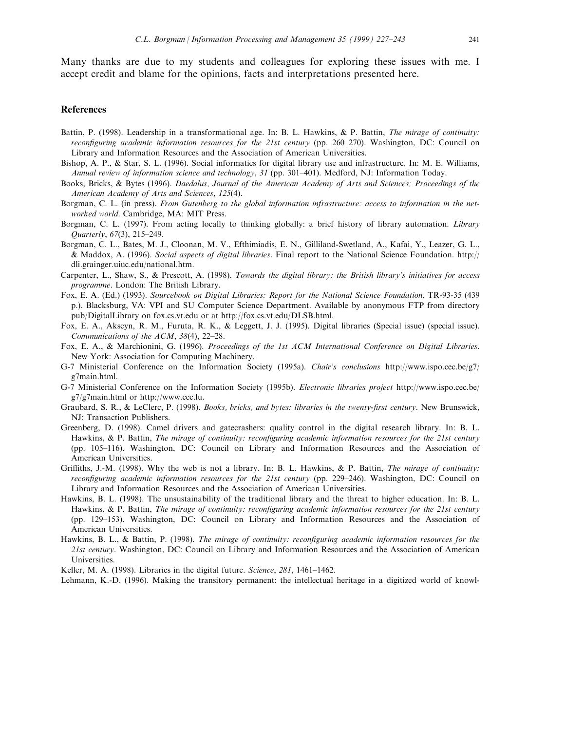Many thanks are due to my students and colleagues for exploring these issues with me. I accept credit and blame for the opinions, facts and interpretations presented here.

## References

Battin, P. (1998). Leadership in a transformational age. In: B. L. Hawkins, & P. Battin, *The mirage of continuity: reconfiguring academic information resources for the 21st century* (pp. 260–270). Washington, DC: Council on Library and Information Resources and the Association of American Universities.

Bishop, A. P., & Star, S. L. (1996). Social informatics for digital library use and infrastructure. In: M. E. Williams, *Annual review of information science and technology*, *31* (pp. 301–401). Medford, NJ: Information Today.

Books, Bricks, & Bytes (1996). *Daedalus, Journal of the American Academy of Arts and Sciences; Proceedings of the American Academy of Arts and Sciences*, *125*(4).

Borgman, C. L. (in press). *From Gutenberg to the global information infrastructure: access to information in the networked world*. Cambridge, MA: MIT Press.

Borgman, C. L. (1997). From acting locally to thinking globally: a brief history of library automation. *Library Quarterly*, *67*(3), 215–249.

Borgman, C. L., Bates, M. J., Cloonan, M. V., Efthimiadis, E. N., Gilliland-Swetland, A., Kafai, Y., Leazer, G. L., & Maddox, A. (1996). *Social aspects of digital libraries*. Final report to the National Science Foundation. http://dli.grainger.uiuc.edu/national.htm.

Carpenter, L., Shaw, S., & Prescott, A. (1998). *Towards the digital library: the British library's initiatives for access programme*. London: The British Library.

Fox, E. A. (Ed.) (1993). *Sourcebook on Digital Libraries: Report for the National Science Foundation*, TR-93-35 (439 p.). Blacksburg, VA: VPI and SU Computer Science Department. Available by anonymous FTP from directory pub/DigitalLibrary on fox.cs.vt.edu or at http://fox.cs.vt.edu/DLSB.html.

Fox, E. A., Akscyn, R. M., Furuta, R. K., & Leggett, J. J. (1995). Digital libraries (Special issue) (special issue). *Communications of the ACM*, *38*(4), 22–28.

Fox, E. A., & Marchionini, G. (1996). *Proceedings of the 1st ACM International Conference on Digital Libraries*. New York: Association for Computing Machinery.

G-7 Ministerial Conference on the Information Society (1995a). *Chair's conclusions* http://www.ispo.cec.be/g7/g7main.html.

G-7 Ministerial Conference on the Information Society (1995b). *Electronic libraries project* http://www.ispo.cec.be/g7/g7main.html or http://www.cec.lu.

Graubard, S. R., & LeClerc, P. (1998). *Books, bricks, and bytes: libraries in the twenty-first century*. New Brunswick, NJ: Transaction Publishers.

Greenberg, D. (1998). Camel drivers and gatecrashers: quality control in the digital research library. In: B. L. Hawkins, & P. Battin, *The mirage of continuity: reconfiguring academic information resources for the 21st century* (pp. 105–116). Washington, DC: Council on Library and Information Resources and the Association of American Universities.

Griffiths, J.-M. (1998). Why the web is not a library. In: B. L. Hawkins, & P. Battin, *The mirage of continuity: reconfiguring academic information resources for the 21st century* (pp. 229–246). Washington, DC: Council on Library and Information Resources and the Association of American Universities.

Hawkins, B. L. (1998). The unsustainability of the traditional library and the threat to higher education. In: B. L. Hawkins, & P. Battin, *The mirage of continuity: reconfiguring academic information resources for the 21st century* (pp. 129–153). Washington, DC: Council on Library and Information Resources and the Association of American Universities.

Hawkins, B. L., & Battin, P. (1998). *The mirage of continuity: reconfiguring academic information resources for the 21st century*. Washington, DC: Council on Library and Information Resources and the Association of American Universities.

Keller, M. A. (1998). Libraries in the digital future. *Science*, *281*, 1461–1462.

Lehmann, K.-D. (1996). Making the transitory permanent: the intellectual heritage in a digitized world of knowl-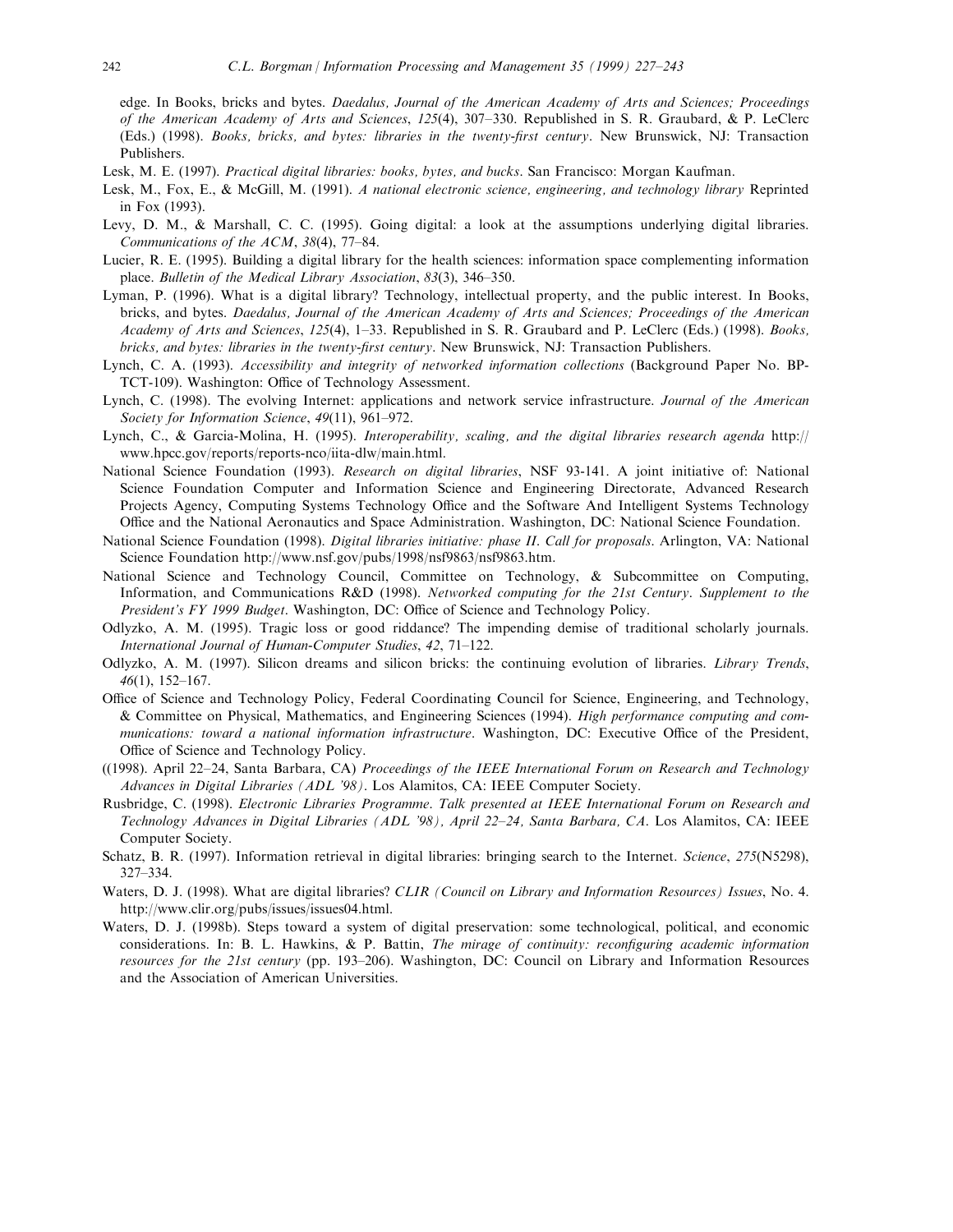edge. In Books, bricks and bytes. *Daedalus, Journal of the American Academy of Arts and Sciences; Proceedings of the American Academy of Arts and Sciences*, *125*(4), 307–330. Republished in S. R. Graubard, & P. LeClerc (Eds.) (1998). *Books, bricks, and bytes: libraries in the twenty-first century*. New Brunswick, NJ: Transaction Publishers.

Lesk, M. E. (1997). *Practical digital libraries: books, bytes, and bucks*. San Francisco: Morgan Kaufman.

Lesk, M., Fox, E., & McGill, M. (1991). *A national electronic science, engineering, and technology library* Reprinted in Fox (1993).

Levy, D. M., & Marshall, C. C. (1995). Going digital: a look at the assumptions underlying digital libraries. *Communications of the ACM*, *38*(4), 77–84.

Lucier, R. E. (1995). Building a digital library for the health sciences: information space complementing information place. *Bulletin of the Medical Library Association*, *83*(3), 346–350.

Lyman, P. (1996). What is a digital library? Technology, intellectual property, and the public interest. In Books, bricks, and bytes. *Daedalus, Journal of the American Academy of Arts and Sciences; Proceedings of the American Academy of Arts and Sciences*, *125*(4), 1–33. Republished in S. R. Graubard and P. LeClerc (Eds.) (1998). *Books, bricks, and bytes: libraries in the twenty-first century*. New Brunswick, NJ: Transaction Publishers.

Lynch, C. A. (1993). *Accessibility and integrity of networked information collections* (Background Paper No. BP-TCT-109). Washington: Office of Technology Assessment.

Lynch, C. (1998). The evolving Internet: applications and network service infrastructure. *Journal of the American Society for Information Science*, *49*(11), 961–972.

Lynch, C., & Garcia-Molina, H. (1995). *Interoperability, scaling, and the digital libraries research agenda* http://www.hpcc.gov/reports/reports-nco/iita-dlw/main.html.

National Science Foundation (1993). *Research on digital libraries*, NSF 93-141. A joint initiative of: National Science Foundation Computer and Information Science and Engineering Directorate, Advanced Research Projects Agency, Computing Systems Technology Office and the Software And Intelligent Systems Technology Office and the National Aeronautics and Space Administration. Washington, DC: National Science Foundation.

National Science Foundation (1998). *Digital libraries initiative: phase II*. *Call for proposals*. Arlington, VA: National Science Foundation http://www.nsf.gov/pubs/1998/nsf9863/nsf9863.htm.

National Science and Technology Council, Committee on Technology, & Subcommittee on Computing, Information, and Communications R&D (1998). *Networked computing for the 21st Century*. *Supplement to the President's FY 1999 Budget*. Washington, DC: Office of Science and Technology Policy.

Odlyzko, A. M. (1995). Tragic loss or good riddance? The impending demise of traditional scholarly journals. *International Journal of Human-Computer Studies*, *42*, 71–122.

Odlyzko, A. M. (1997). Silicon dreams and silicon bricks: the continuing evolution of libraries. *Library Trends*, *46*(1), 152–167.

Office of Science and Technology Policy, Federal Coordinating Council for Science, Engineering, and Technology, & Committee on Physical, Mathematics, and Engineering Sciences (1994). *High performance computing and communications: toward a national information infrastructure*. Washington, DC: Executive Office of the President, Office of Science and Technology Policy.

((1998). April 22–24, Santa Barbara, CA) *Proceedings of the IEEE International Forum on Research and Technology Advances in Digital Libraries (ADL '98)*. Los Alamitos, CA: IEEE Computer Society.

Rusbridge, C. (1998). *Electronic Libraries Programme*. *Talk presented at IEEE International Forum on Research and Technology Advances in Digital Libraries (ADL '98), April 22–24, Santa Barbara, CA*. Los Alamitos, CA: IEEE Computer Society.

Schatz, B. R. (1997). Information retrieval in digital libraries: bringing search to the Internet. *Science*, *275*(N5298), 327–334.

Waters, D. J. (1998). What are digital libraries? *CLIR (Council on Library and Information Resources) Issues*, No. 4. http://www.clir.org/pubs/issues/issues04.html.

Waters, D. J. (1998b). Steps toward a system of digital preservation: some technological, political, and economic considerations. In: B. L. Hawkins, & P. Battin, *The mirage of continuity: reconfiguring academic information resources for the 21st century* (pp. 193–206). Washington, DC: Council on Library and Information Resources and the Association of American Universities.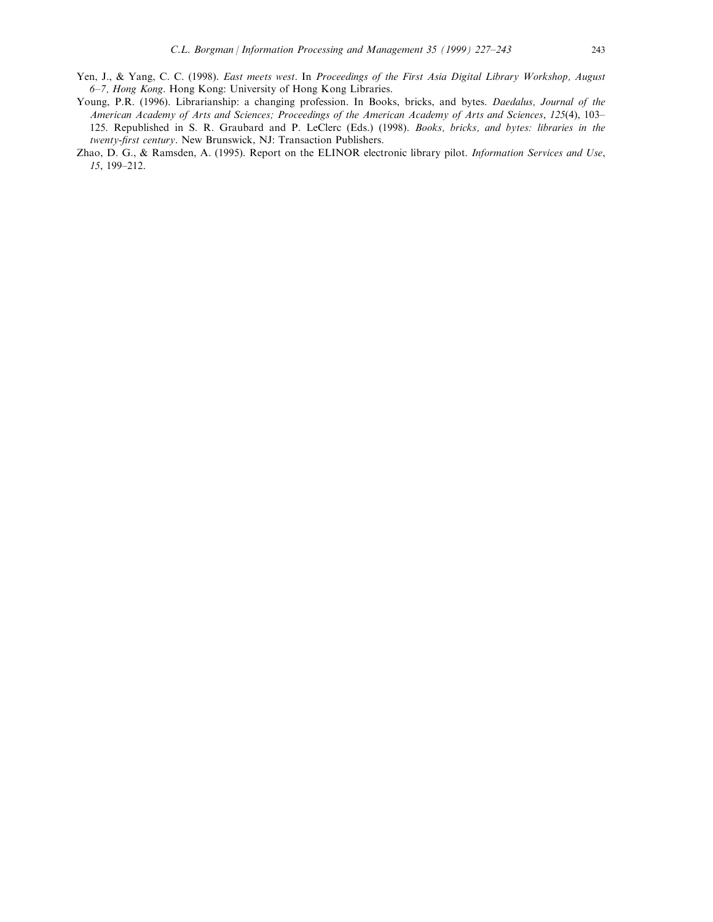Yen, J., & Yang, C. C. (1998). *East meets west*. In *Proceedings of the First Asia Digital Library Workshop, August 6–7, Hong Kong*. Hong Kong: University of Hong Kong Libraries.

Young, P.R. (1996). Librarianship: a changing profession. In Books, bricks, and bytes. *Daedalus, Journal of the American Academy of Arts and Sciences; Proceedings of the American Academy of Arts and Sciences*, *125*(4), 103–125. Republished in S. R. Graubard and P. LeClerc (Eds.) (1998). *Books, bricks, and bytes: libraries in the twenty-first century*. New Brunswick, NJ: Transaction Publishers.

Zhao, D. G., & Ramsden, A. (1995). Report on the ELINOR electronic library pilot. *Information Services and Use*, *15*, 199–212.